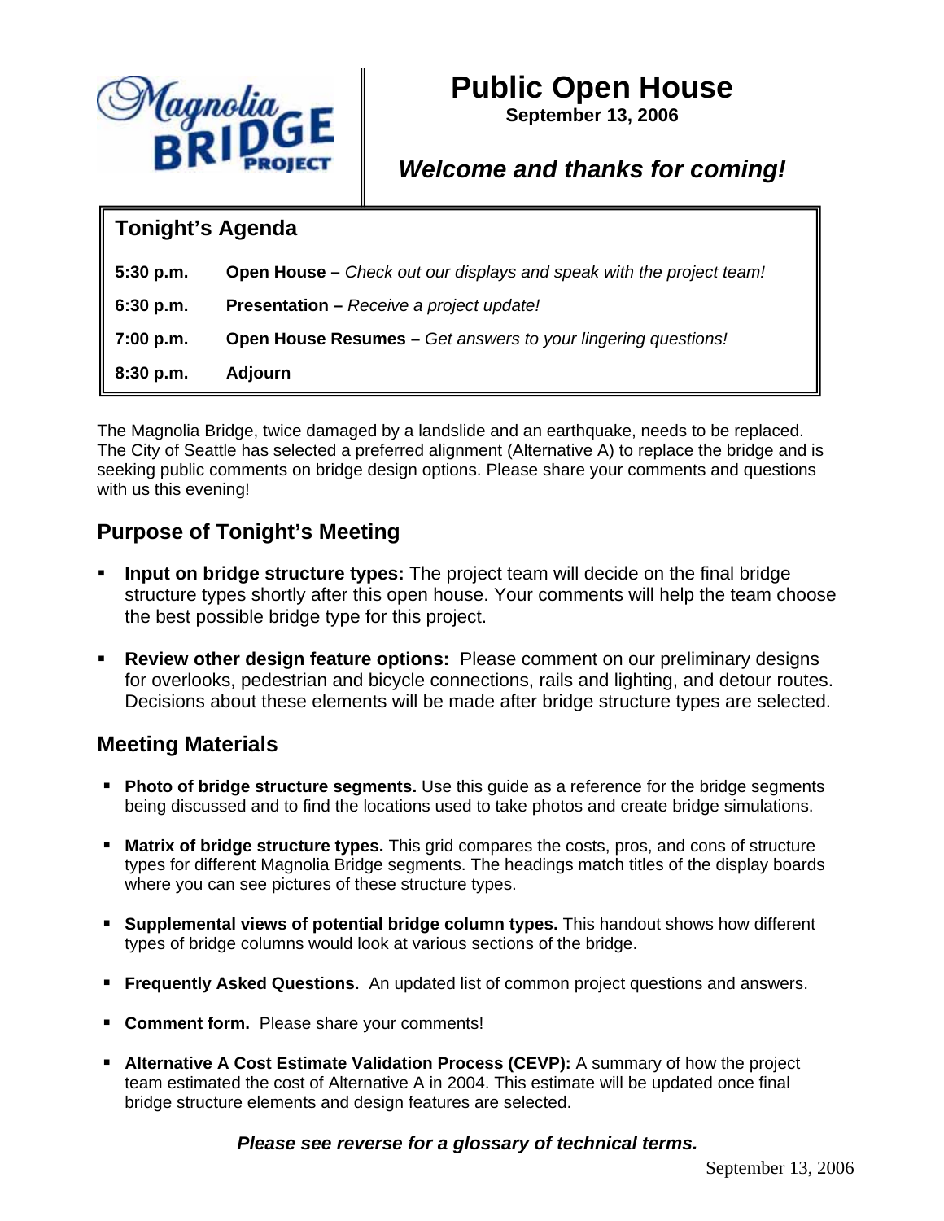Magnolia BRIDGE PROJECT

# Public Open House

**September 13, 2006**

***Welcome and thanks for coming!***

## Tonight's Agenda

| | |
|---|---|
| **5:30 p.m.** | **Open House –** *Check out our displays and speak with the project team!* |
| **6:30 p.m.** | **Presentation –** *Receive a project update!* |
| **7:00 p.m.** | **Open House Resumes –** *Get answers to your lingering questions!* |
| **8:30 p.m.** | **Adjourn** |

The Magnolia Bridge, twice damaged by a landslide and an earthquake, needs to be replaced. The City of Seattle has selected a preferred alignment (Alternative A) to replace the bridge and is seeking public comments on bridge design options. Please share your comments and questions with us this evening!

## Purpose of Tonight's Meeting

- **Input on bridge structure types:** The project team will decide on the final bridge structure types shortly after this open house. Your comments will help the team choose the best possible bridge type for this project.
- **Review other design feature options:** Please comment on our preliminary designs for overlooks, pedestrian and bicycle connections, rails and lighting, and detour routes. Decisions about these elements will be made after bridge structure types are selected.

## Meeting Materials

- **Photo of bridge structure segments.** Use this guide as a reference for the bridge segments being discussed and to find the locations used to take photos and create bridge simulations.
- **Matrix of bridge structure types.** This grid compares the costs, pros, and cons of structure types for different Magnolia Bridge segments. The headings match titles of the display boards where you can see pictures of these structure types.
- **Supplemental views of potential bridge column types.** This handout shows how different types of bridge columns would look at various sections of the bridge.
- **Frequently Asked Questions.** An updated list of common project questions and answers.
- **Comment form.** Please share your comments!
- **Alternative A Cost Estimate Validation Process (CEVP):** A summary of how the project team estimated the cost of Alternative A in 2004. This estimate will be updated once final bridge structure elements and design features are selected.

***Please see reverse for a glossary of technical terms.***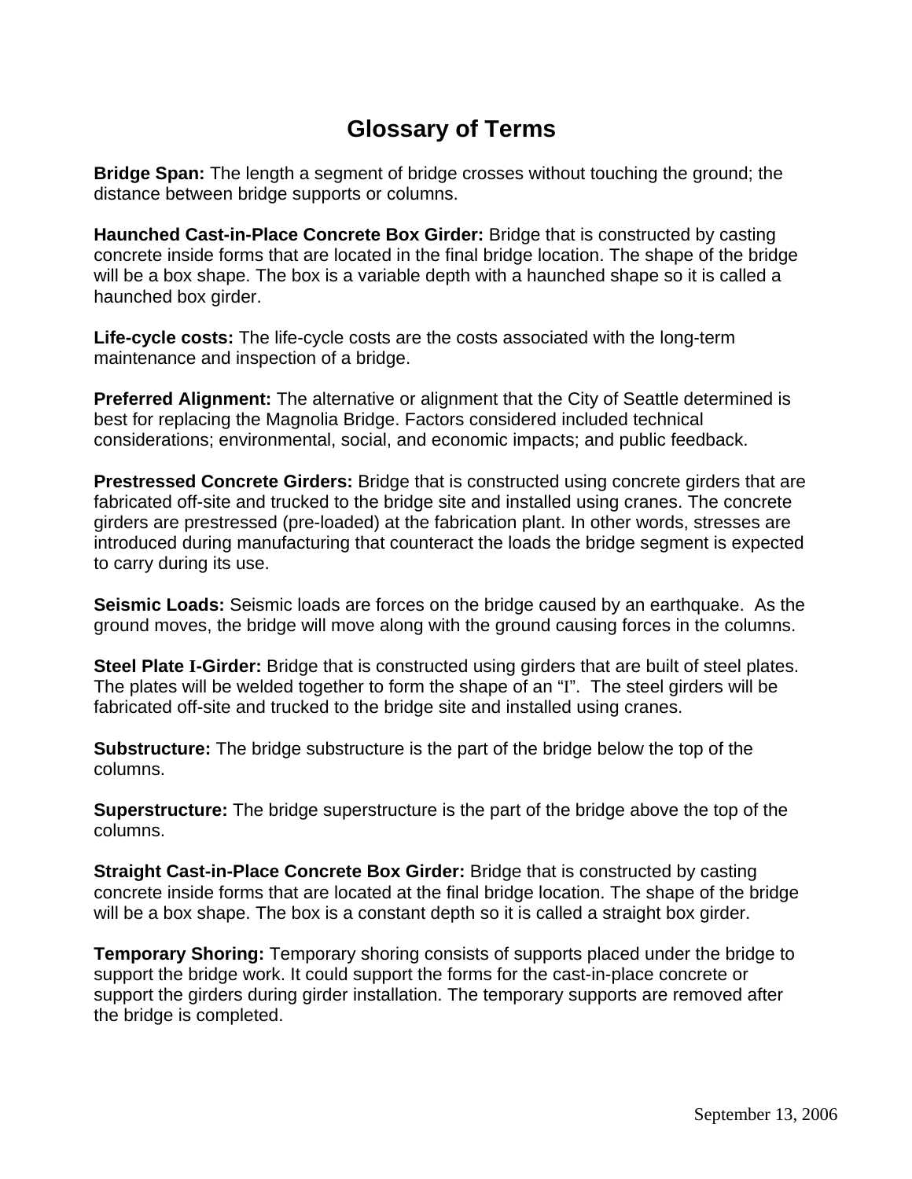# Glossary of Terms

**Bridge Span:** The length a segment of bridge crosses without touching the ground; the distance between bridge supports or columns.

**Haunched Cast-in-Place Concrete Box Girder:** Bridge that is constructed by casting concrete inside forms that are located in the final bridge location. The shape of the bridge will be a box shape. The box is a variable depth with a haunched shape so it is called a haunched box girder.

**Life-cycle costs:** The life-cycle costs are the costs associated with the long-term maintenance and inspection of a bridge.

**Preferred Alignment:** The alternative or alignment that the City of Seattle determined is best for replacing the Magnolia Bridge. Factors considered included technical considerations; environmental, social, and economic impacts; and public feedback.

**Prestressed Concrete Girders:** Bridge that is constructed using concrete girders that are fabricated off-site and trucked to the bridge site and installed using cranes. The concrete girders are prestressed (pre-loaded) at the fabrication plant. In other words, stresses are introduced during manufacturing that counteract the loads the bridge segment is expected to carry during its use.

**Seismic Loads:** Seismic loads are forces on the bridge caused by an earthquake. As the ground moves, the bridge will move along with the ground causing forces in the columns.

**Steel Plate I-Girder:** Bridge that is constructed using girders that are built of steel plates. The plates will be welded together to form the shape of an "I". The steel girders will be fabricated off-site and trucked to the bridge site and installed using cranes.

**Substructure:** The bridge substructure is the part of the bridge below the top of the columns.

**Superstructure:** The bridge superstructure is the part of the bridge above the top of the columns.

**Straight Cast-in-Place Concrete Box Girder:** Bridge that is constructed by casting concrete inside forms that are located at the final bridge location. The shape of the bridge will be a box shape. The box is a constant depth so it is called a straight box girder.

**Temporary Shoring:** Temporary shoring consists of supports placed under the bridge to support the bridge work. It could support the forms for the cast-in-place concrete or support the girders during girder installation. The temporary supports are removed after the bridge is completed.

September 13, 2006